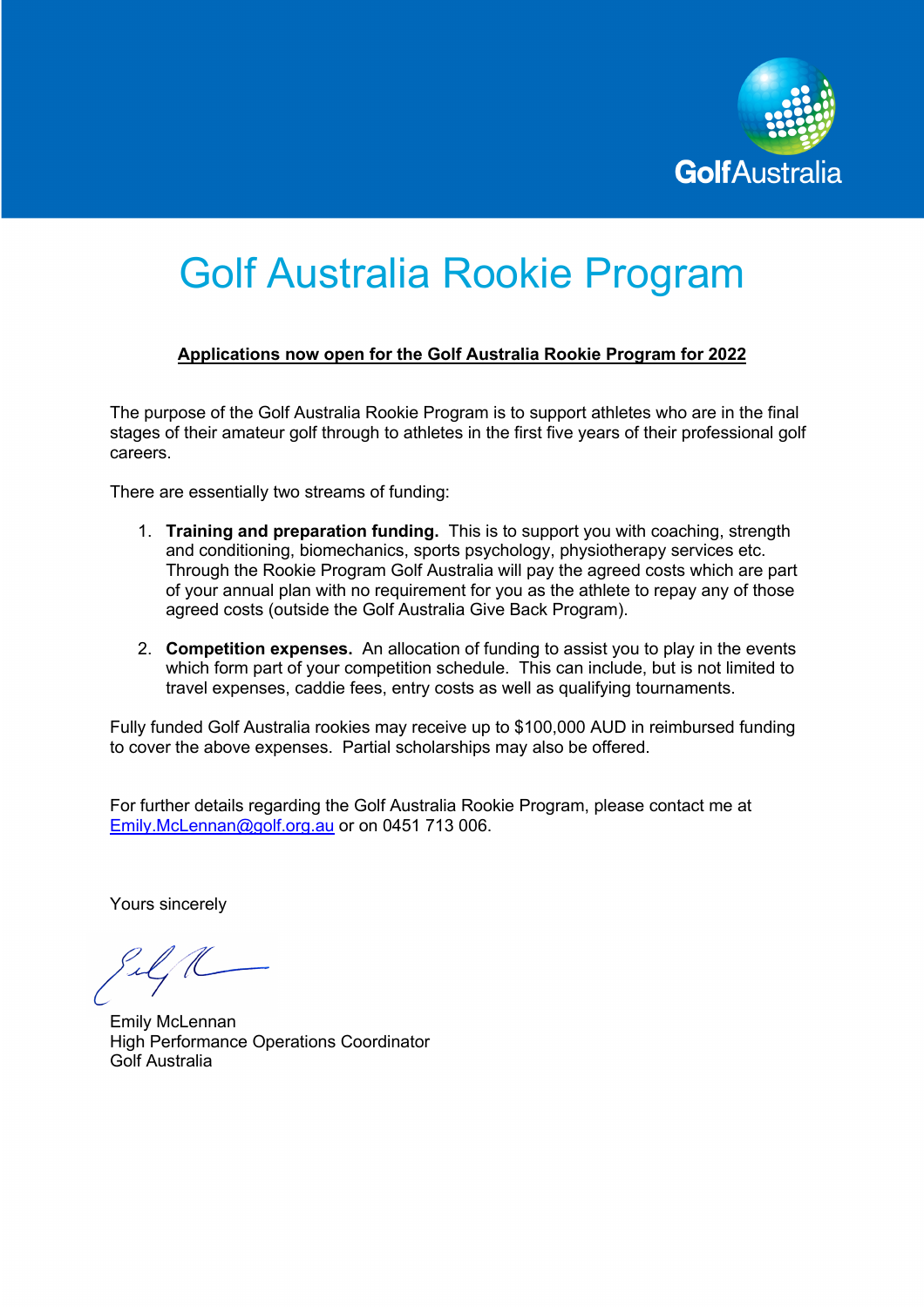GolfAustralia

# Golf Australia Rookie Program

**Applications now open for the Golf Australia Rookie Program for 2022**

The purpose of the Golf Australia Rookie Program is to support athletes who are in the final stages of their amateur golf through to athletes in the first five years of their professional golf careers.

There are essentially two streams of funding:

1. **Training and preparation funding.** This is to support you with coaching, strength and conditioning, biomechanics, sports psychology, physiotherapy services etc. Through the Rookie Program Golf Australia will pay the agreed costs which are part of your annual plan with no requirement for you as the athlete to repay any of those agreed costs (outside the Golf Australia Give Back Program).

2. **Competition expenses.** An allocation of funding to assist you to play in the events which form part of your competition schedule. This can include, but is not limited to travel expenses, caddie fees, entry costs as well as qualifying tournaments.

Fully funded Golf Australia rookies may receive up to $100,000 AUD in reimbursed funding to cover the above expenses. Partial scholarships may also be offered.

For further details regarding the Golf Australia Rookie Program, please contact me at Emily.McLennan@golf.org.au or on 0451 713 006.

Yours sincerely

Emily McLennan
High Performance Operations Coordinator
Golf Australia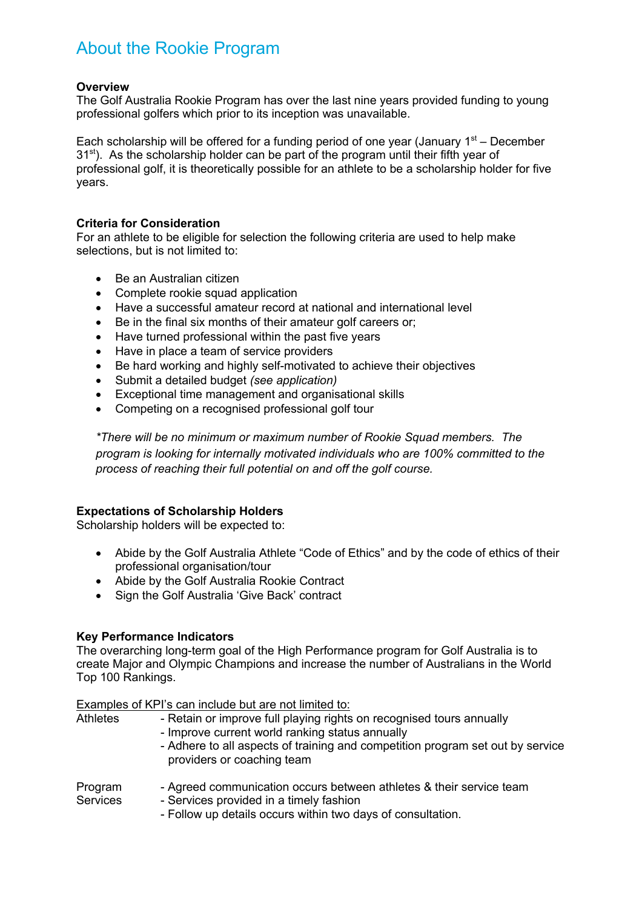# About the Rookie Program

**Overview**
The Golf Australia Rookie Program has over the last nine years provided funding to young professional golfers which prior to its inception was unavailable.

Each scholarship will be offered for a funding period of one year (January 1st – December 31st). As the scholarship holder can be part of the program until their fifth year of professional golf, it is theoretically possible for an athlete to be a scholarship holder for five years.

**Criteria for Consideration**
For an athlete to be eligible for selection the following criteria are used to help make selections, but is not limited to:

- Be an Australian citizen
- Complete rookie squad application
- Have a successful amateur record at national and international level
- Be in the final six months of their amateur golf careers or;
- Have turned professional within the past five years
- Have in place a team of service providers
- Be hard working and highly self-motivated to achieve their objectives
- Submit a detailed budget *(see application)*
- Exceptional time management and organisational skills
- Competing on a recognised professional golf tour

*\*There will be no minimum or maximum number of Rookie Squad members. The program is looking for internally motivated individuals who are 100% committed to the process of reaching their full potential on and off the golf course.*

**Expectations of Scholarship Holders**
Scholarship holders will be expected to:

- Abide by the Golf Australia Athlete "Code of Ethics" and by the code of ethics of their professional organisation/tour
- Abide by the Golf Australia Rookie Contract
- Sign the Golf Australia 'Give Back' contract

**Key Performance Indicators**
The overarching long-term goal of the High Performance program for Golf Australia is to create Major and Olympic Champions and increase the number of Australians in the World Top 100 Rankings.

<u>Examples of KPI's can include but are not limited to:</u>

Athletes
- Retain or improve full playing rights on recognised tours annually
- Improve current world ranking status annually
- Adhere to all aspects of training and competition program set out by service providers or coaching team

Program Services
- Agreed communication occurs between athletes & their service team
- Services provided in a timely fashion
- Follow up details occurs within two days of consultation.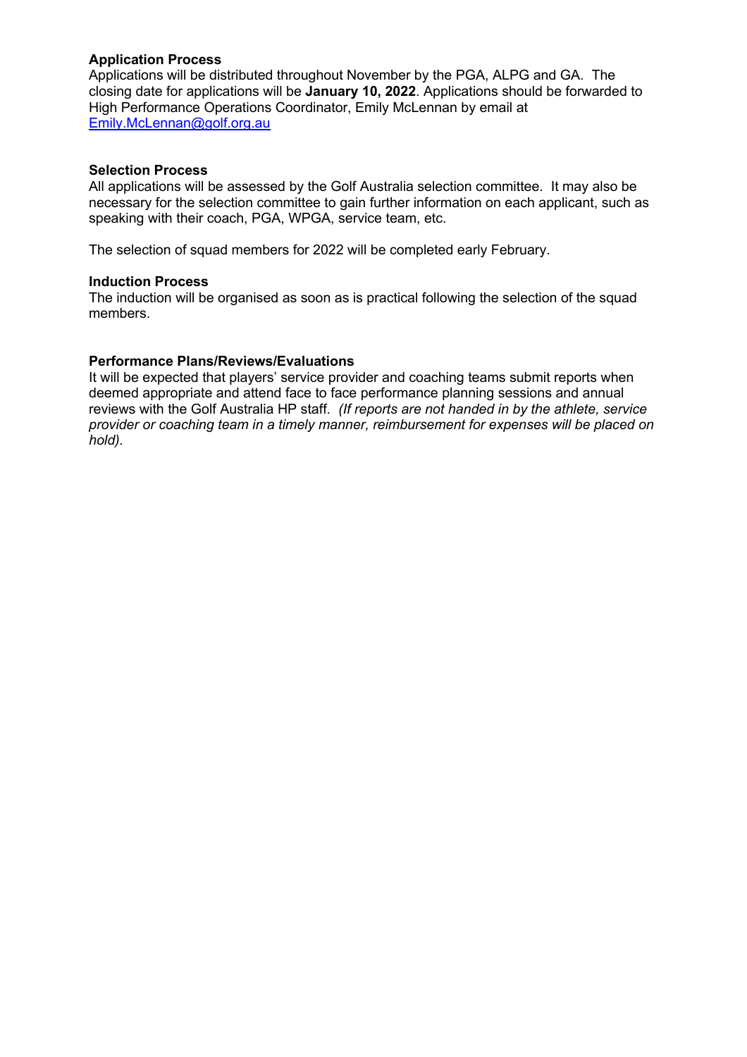**Application Process**

Applications will be distributed throughout November by the PGA, ALPG and GA. The closing date for applications will be **January 10, 2022**. Applications should be forwarded to High Performance Operations Coordinator, Emily McLennan by email at [Emily.McLennan@golf.org.au](mailto:Emily.McLennan@golf.org.au)

**Selection Process**

All applications will be assessed by the Golf Australia selection committee. It may also be necessary for the selection committee to gain further information on each applicant, such as speaking with their coach, PGA, WPGA, service team, etc.

The selection of squad members for 2022 will be completed early February.

**Induction Process**

The induction will be organised as soon as is practical following the selection of the squad members.

**Performance Plans/Reviews/Evaluations**

It will be expected that players' service provider and coaching teams submit reports when deemed appropriate and attend face to face performance planning sessions and annual reviews with the Golf Australia HP staff. *(If reports are not handed in by the athlete, service provider or coaching team in a timely manner, reimbursement for expenses will be placed on hold).*